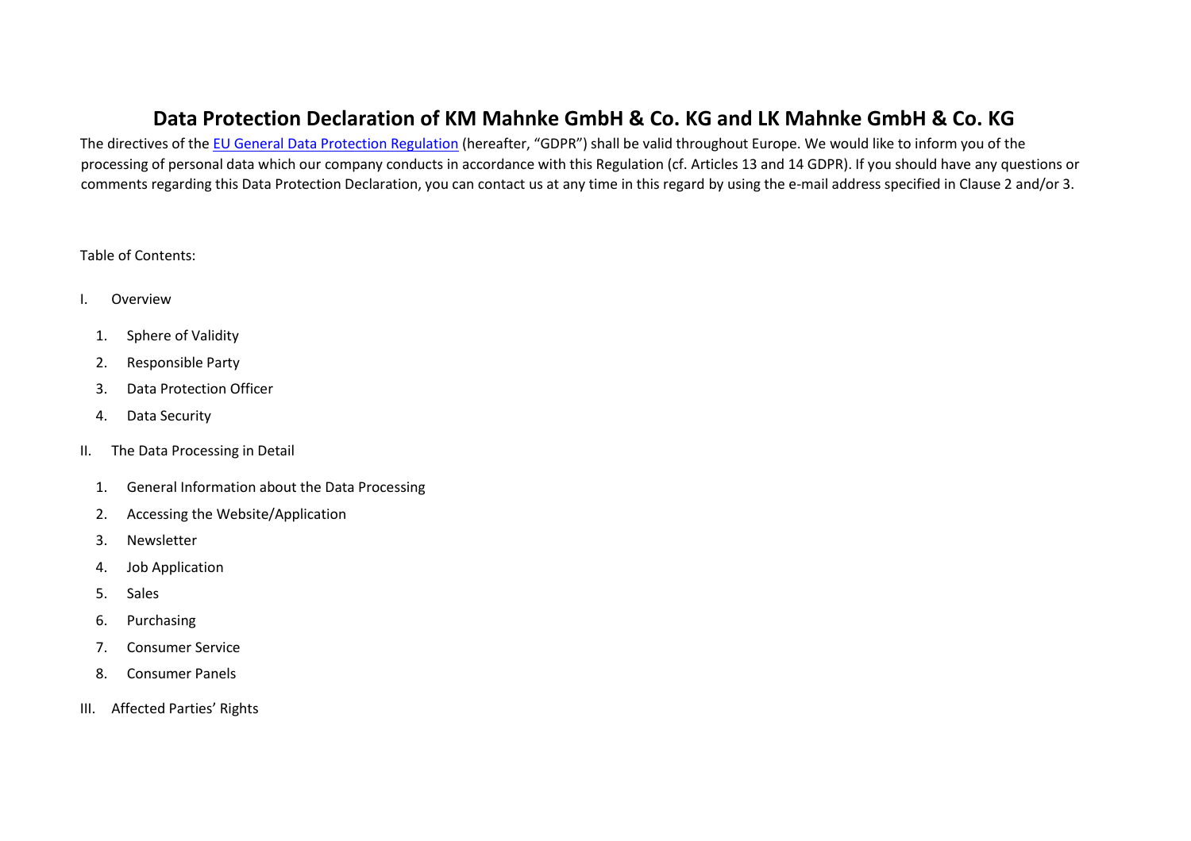# Data Protection Declaration of KM Mahnke GmbH & Co. KG and LK Mahnke GmbH & Co. KG

The directives of the [EU General Data Protection Regulation]() (hereafter, "GDPR") shall be valid throughout Europe. We would like to inform you of the processing of personal data which our company conducts in accordance with this Regulation (cf. Articles 13 and 14 GDPR). If you should have any questions or comments regarding this Data Protection Declaration, you can contact us at any time in this regard by using the e-mail address specified in Clause 2 and/or 3.

Table of Contents:

I. Overview

1. Sphere of Validity
2. Responsible Party
3. Data Protection Officer
4. Data Security

II. The Data Processing in Detail

1. General Information about the Data Processing
2. Accessing the Website/Application
3. Newsletter
4. Job Application
5. Sales
6. Purchasing
7. Consumer Service
8. Consumer Panels

III. Affected Parties' Rights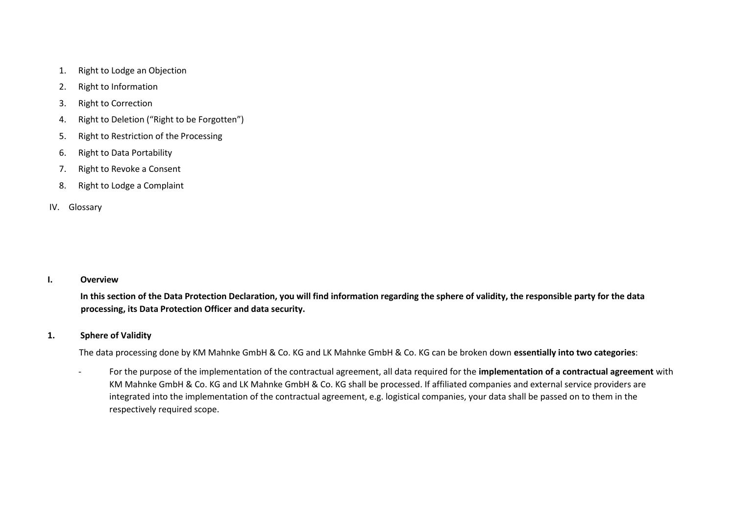1. Right to Lodge an Objection
2. Right to Information
3. Right to Correction
4. Right to Deletion (“Right to be Forgotten”)
5. Right to Restriction of the Processing
6. Right to Data Portability
7. Right to Revoke a Consent
8. Right to Lodge a Complaint

IV. Glossary

## I. Overview

**In this section of the Data Protection Declaration, you will find information regarding the sphere of validity, the responsible party for the data processing, its Data Protection Officer and data security.**

### 1. Sphere of Validity

The data processing done by KM Mahnke GmbH & Co. KG and LK Mahnke GmbH & Co. KG can be broken down **essentially into two categories**:

- For the purpose of the implementation of the contractual agreement, all data required for the **implementation of a contractual agreement** with KM Mahnke GmbH & Co. KG and LK Mahnke GmbH & Co. KG shall be processed. If affiliated companies and external service providers are integrated into the implementation of the contractual agreement, e.g. logistical companies, your data shall be passed on to them in the respectively required scope.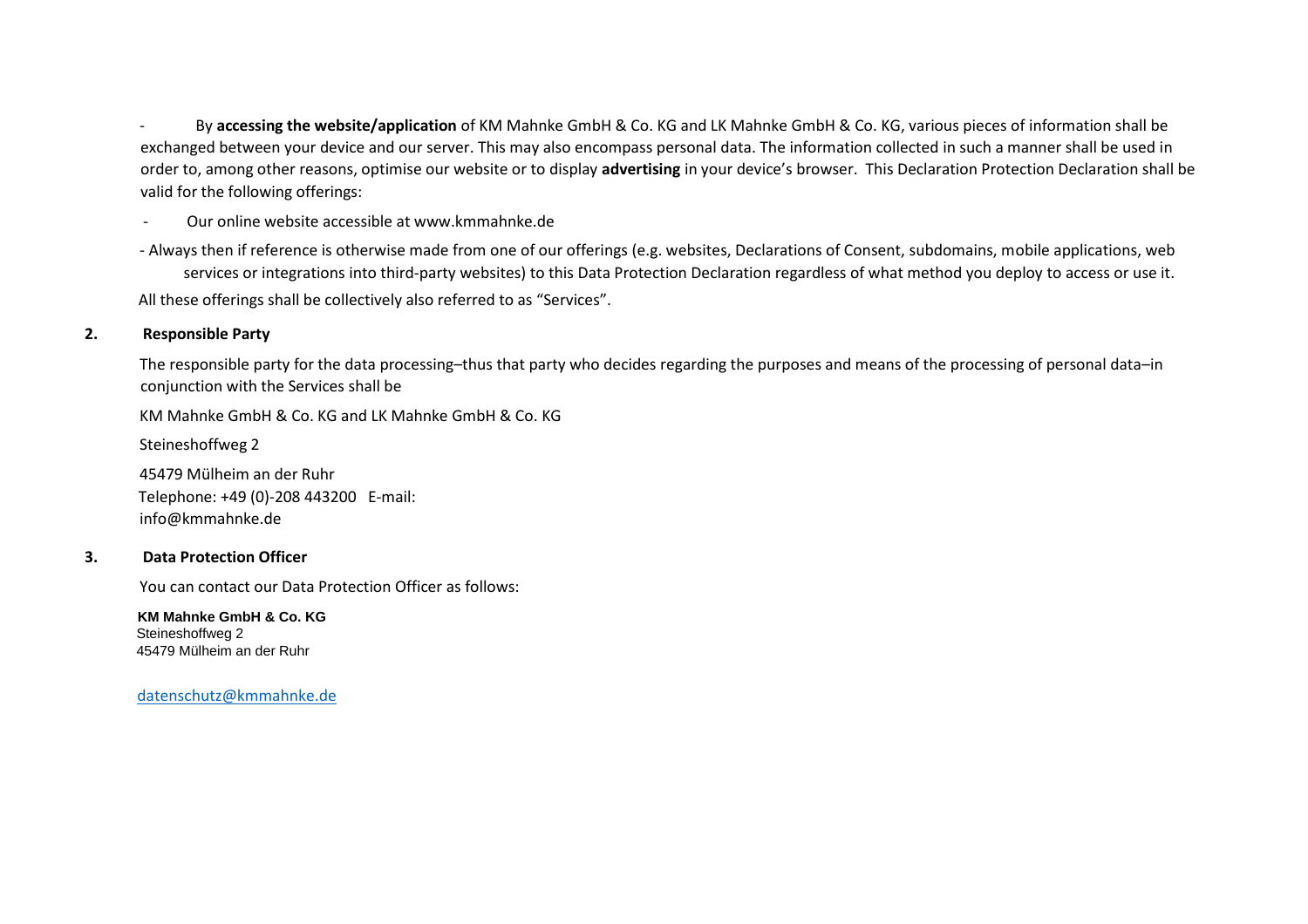- By **accessing the website/application** of KM Mahnke GmbH & Co. KG and LK Mahnke GmbH & Co. KG, various pieces of information shall be exchanged between your device and our server. This may also encompass personal data. The information collected in such a manner shall be used in order to, among other reasons, optimise our website or to display **advertising** in your device's browser. This Declaration Protection Declaration shall be valid for the following offerings:

- Our online website accessible at www.kmmahnke.de
- Always then if reference is otherwise made from one of our offerings (e.g. websites, Declarations of Consent, subdomains, mobile applications, web services or integrations into third-party websites) to this Data Protection Declaration regardless of what method you deploy to access or use it.

All these offerings shall be collectively also referred to as "Services".

## 2. Responsible Party

The responsible party for the data processing–thus that party who decides regarding the purposes and means of the processing of personal data–in conjunction with the Services shall be

KM Mahnke GmbH & Co. KG and LK Mahnke GmbH & Co. KG

Steineshoffweg 2

45479 Mülheim an der Ruhr
Telephone: +49 (0)-208 443200 E-mail:
info@kmmahnke.de

## 3. Data Protection Officer

You can contact our Data Protection Officer as follows:

**KM Mahnke GmbH & Co. KG**
Steineshoffweg 2
45479 Mülheim an der Ruhr

datenschutz@kmmahnke.de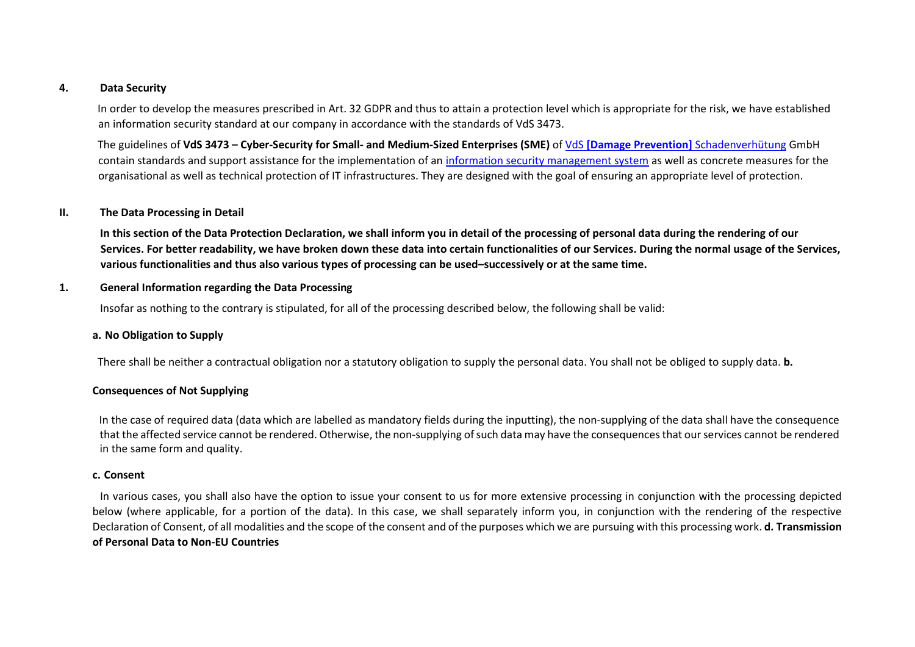## 4. Data Security

In order to develop the measures prescribed in Art. 32 GDPR and thus to attain a protection level which is appropriate for the risk, we have established an information security standard at our company in accordance with the standards of VdS 3473.

The guidelines of **VdS 3473 – Cyber-Security for Small- and Medium-Sized Enterprises (SME)** of VdS **[Damage Prevention]** Schadenverhütung GmbH contain standards and support assistance for the implementation of an information security management system as well as concrete measures for the organisational as well as technical protection of IT infrastructures. They are designed with the goal of ensuring an appropriate level of protection.

# II. The Data Processing in Detail

**In this section of the Data Protection Declaration, we shall inform you in detail of the processing of personal data during the rendering of our Services. For better readability, we have broken down these data into certain functionalities of our Services. During the normal usage of the Services, various functionalities and thus also various types of processing can be used–successively or at the same time.**

## 1. General Information regarding the Data Processing

Insofar as nothing to the contrary is stipulated, for all of the processing described below, the following shall be valid:

### a. No Obligation to Supply

There shall be neither a contractual obligation nor a statutory obligation to supply the personal data. You shall not be obliged to supply data.

### b. Consequences of Not Supplying

In the case of required data (data which are labelled as mandatory fields during the inputting), the non-supplying of the data shall have the consequence that the affected service cannot be rendered. Otherwise, the non-supplying of such data may have the consequences that our services cannot be rendered in the same form and quality.

### c. Consent

In various cases, you shall also have the option to issue your consent to us for more extensive processing in conjunction with the processing depicted below (where applicable, for a portion of the data). In this case, we shall separately inform you, in conjunction with the rendering of the respective Declaration of Consent, of all modalities and the scope of the consent and of the purposes which we are pursuing with this processing work.

### d. Transmission of Personal Data to Non-EU Countries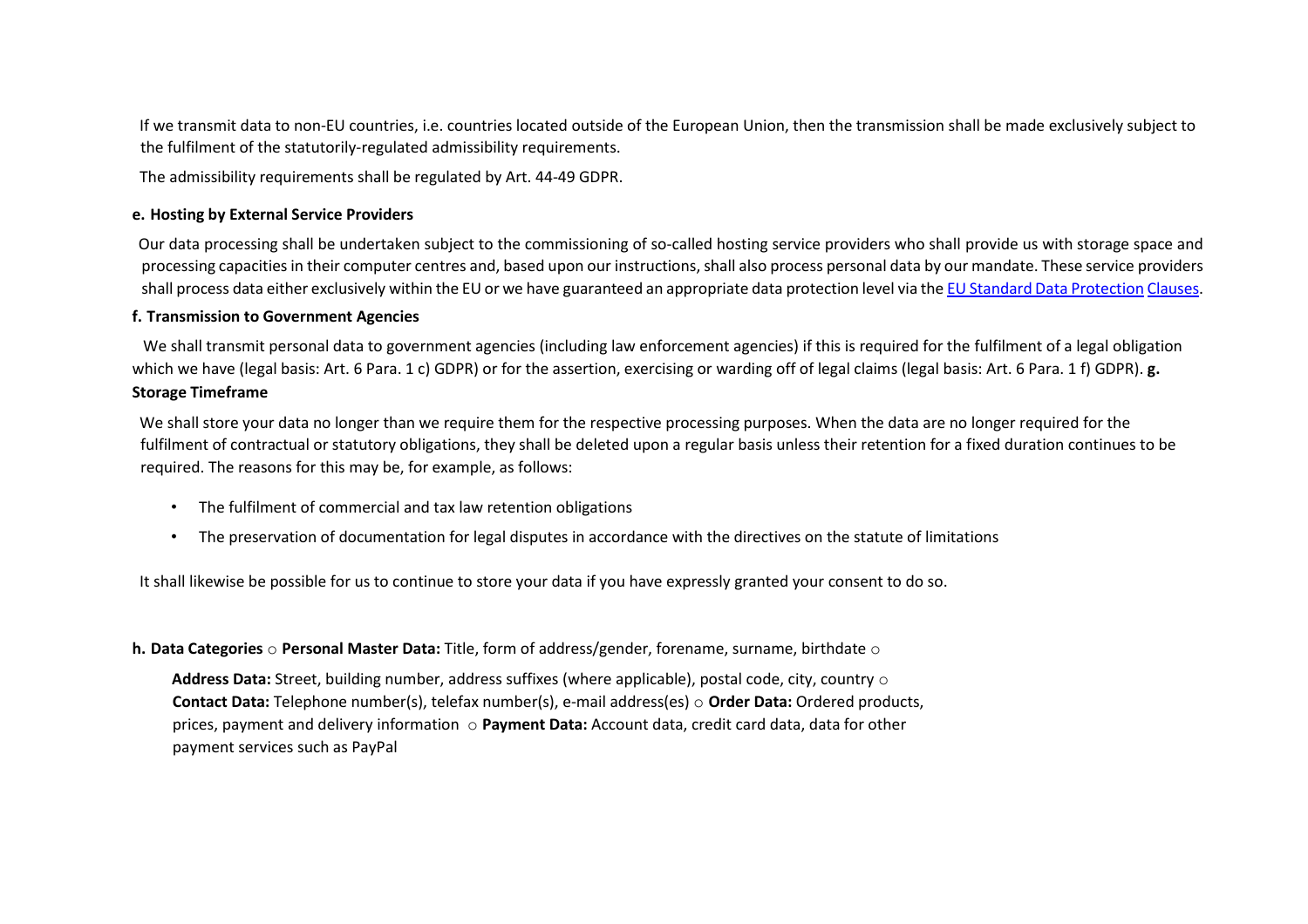If we transmit data to non-EU countries, i.e. countries located outside of the European Union, then the transmission shall be made exclusively subject to the fulfilment of the statutorily-regulated admissibility requirements.

The admissibility requirements shall be regulated by Art. 44-49 GDPR.

#### e. Hosting by External Service Providers

Our data processing shall be undertaken subject to the commissioning of so-called hosting service providers who shall provide us with storage space and processing capacities in their computer centres and, based upon our instructions, shall also process personal data by our mandate. These service providers shall process data either exclusively within the EU or we have guaranteed an appropriate data protection level via the [EU Standard Data Protection Clauses](#).

#### f. Transmission to Government Agencies

We shall transmit personal data to government agencies (including law enforcement agencies) if this is required for the fulfilment of a legal obligation which we have (legal basis: Art. 6 Para. 1 c) GDPR) or for the assertion, exercising or warding off of legal claims (legal basis: Art. 6 Para. 1 f) GDPR).

#### g. Storage Timeframe

We shall store your data no longer than we require them for the respective processing purposes. When the data are no longer required for the fulfilment of contractual or statutory obligations, they shall be deleted upon a regular basis unless their retention for a fixed duration continues to be required. The reasons for this may be, for example, as follows:

- The fulfilment of commercial and tax law retention obligations
- The preservation of documentation for legal disputes in accordance with the directives on the statute of limitations

It shall likewise be possible for us to continue to store your data if you have expressly granted your consent to do so.

#### h. Data Categories

- **Personal Master Data:** Title, form of address/gender, forename, surname, birthdate
- **Address Data:** Street, building number, address suffixes (where applicable), postal code, city, country
- **Contact Data:** Telephone number(s), telefax number(s), e-mail address(es)
- **Order Data:** Ordered products, prices, payment and delivery information
- **Payment Data:** Account data, credit card data, data for other payment services such as PayPal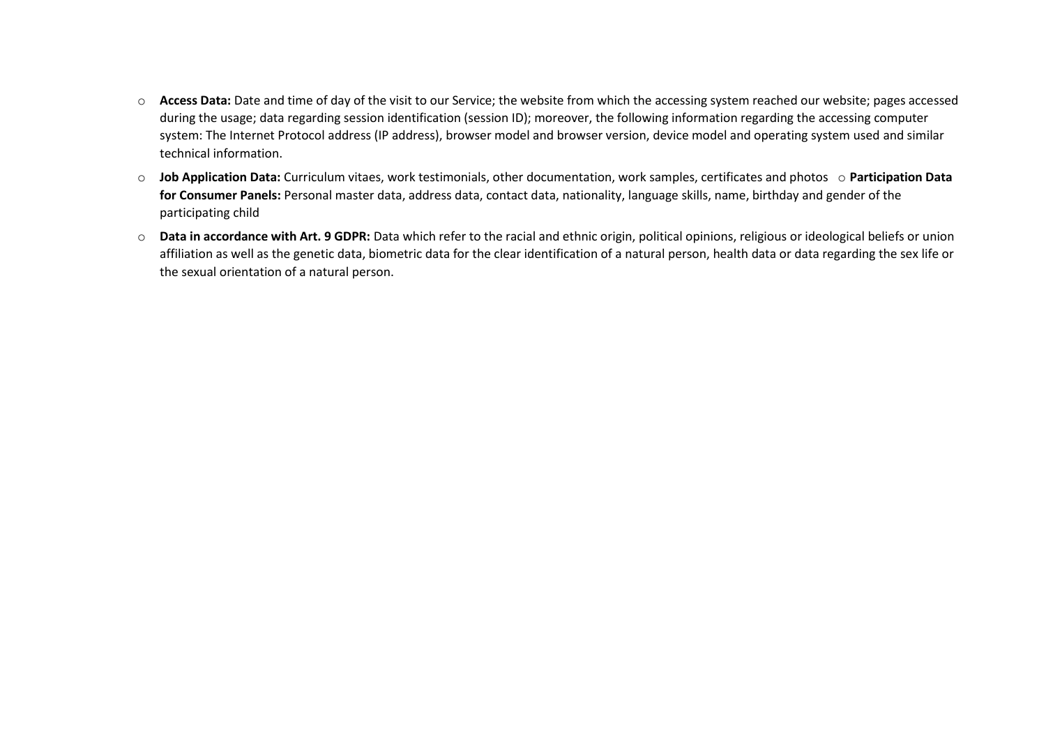- **Access Data:** Date and time of day of the visit to our Service; the website from which the accessing system reached our website; pages accessed during the usage; data regarding session identification (session ID); moreover, the following information regarding the accessing computer system: The Internet Protocol address (IP address), browser model and browser version, device model and operating system used and similar technical information.
- **Job Application Data:** Curriculum vitaes, work testimonials, other documentation, work samples, certificates and photos
- **Participation Data for Consumer Panels:** Personal master data, address data, contact data, nationality, language skills, name, birthday and gender of the participating child
- **Data in accordance with Art. 9 GDPR:** Data which refer to the racial and ethnic origin, political opinions, religious or ideological beliefs or union affiliation as well as the genetic data, biometric data for the clear identification of a natural person, health data or data regarding the sex life or the sexual orientation of a natural person.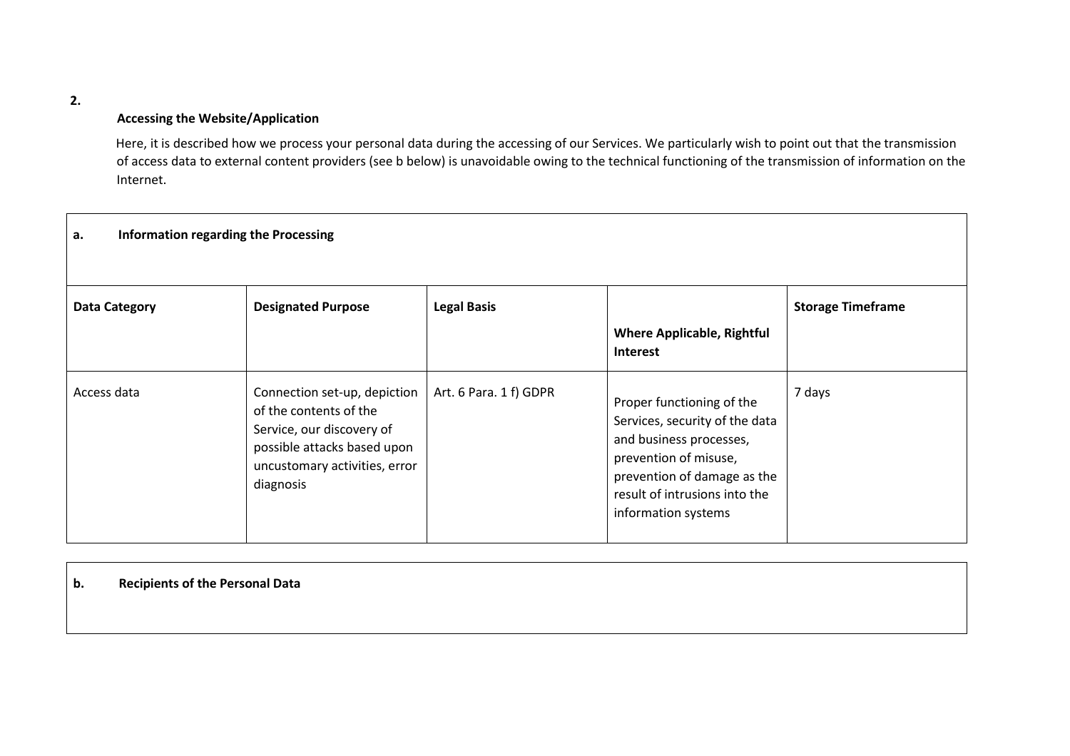**2.**

**Accessing the Website/Application**

Here, it is described how we process your personal data during the accessing of our Services. We particularly wish to point out that the transmission of access data to external content providers (see b below) is unavoidable owing to the technical functioning of the transmission of information on the Internet.

**a. Information regarding the Processing**

| Data Category | Designated Purpose | Legal Basis | Where Applicable, Rightful Interest | Storage Timeframe |
|---|---|---|---|---|
| Access data | Connection set-up, depiction of the contents of the Service, our discovery of possible attacks based upon uncustomary activities, error diagnosis | Art. 6 Para. 1 f) GDPR | Proper functioning of the Services, security of the data and business processes, prevention of misuse, prevention of damage as the result of intrusions into the information systems | 7 days |

**b. Recipients of the Personal Data**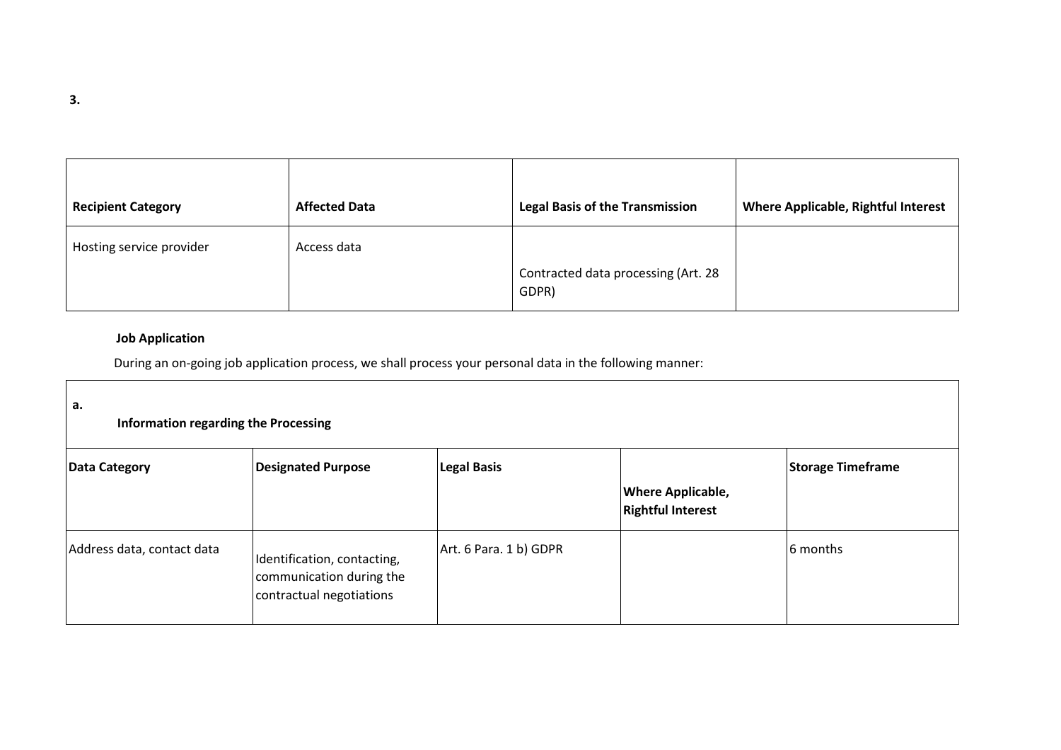**3.**

| Recipient Category | Affected Data | Legal Basis of the Transmission | Where Applicable, Rightful Interest |
|---|---|---|---|
| Hosting service provider | Access data | Contracted data processing (Art. 28 GDPR) | |

**Job Application**

During an on-going job application process, we shall process your personal data in the following manner:

**a. Information regarding the Processing**

| Data Category | Designated Purpose | Legal Basis | Where Applicable, Rightful Interest | Storage Timeframe |
|---|---|---|---|---|
| Address data, contact data | Identification, contacting, communication during the contractual negotiations | Art. 6 Para. 1 b) GDPR | | 6 months |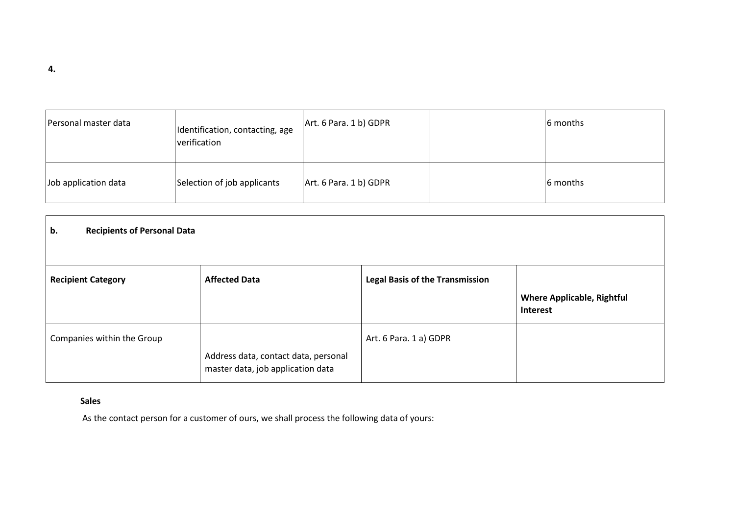**4.**

| Personal master data | Identification, contacting, age verification | Art. 6 Para. 1 b) GDPR | | 6 months |
|---|---|---|---|---|
| Job application data | Selection of job applicants | Art. 6 Para. 1 b) GDPR | | 6 months |

| **b. Recipients of Personal Data** | | | |
|---|---|---|---|
| **Recipient Category** | **Affected Data** | **Legal Basis of the Transmission** | **Where Applicable, Rightful Interest** |
| Companies within the Group | Address data, contact data, personal master data, job application data | Art. 6 Para. 1 a) GDPR | |

**Sales**

As the contact person for a customer of ours, we shall process the following data of yours: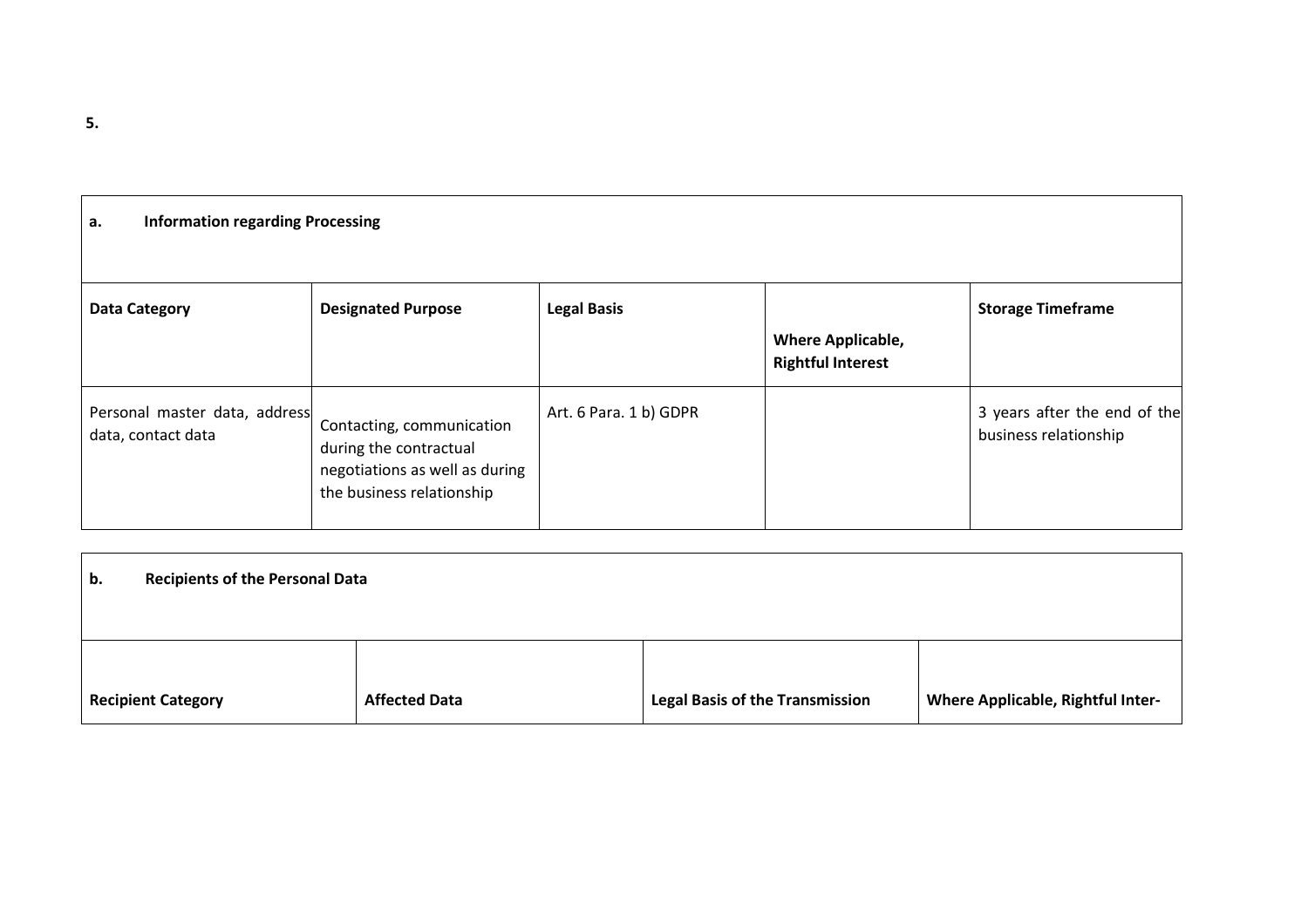**5.**

| **a. Information regarding Processing** | | | | |
|---|---|---|---|---|
| **Data Category** | **Designated Purpose** | **Legal Basis** | **Where Applicable, Rightful Interest** | **Storage Timeframe** |
| Personal master data, address data, contact data | Contacting, communication during the contractual negotiations as well as during the business relationship | Art. 6 Para. 1 b) GDPR | | 3 years after the end of the business relationship |

| **b. Recipients of the Personal Data** | | | |
|---|---|---|---|
| **Recipient Category** | **Affected Data** | **Legal Basis of the Transmission** | **Where Applicable, Rightful Inter-** |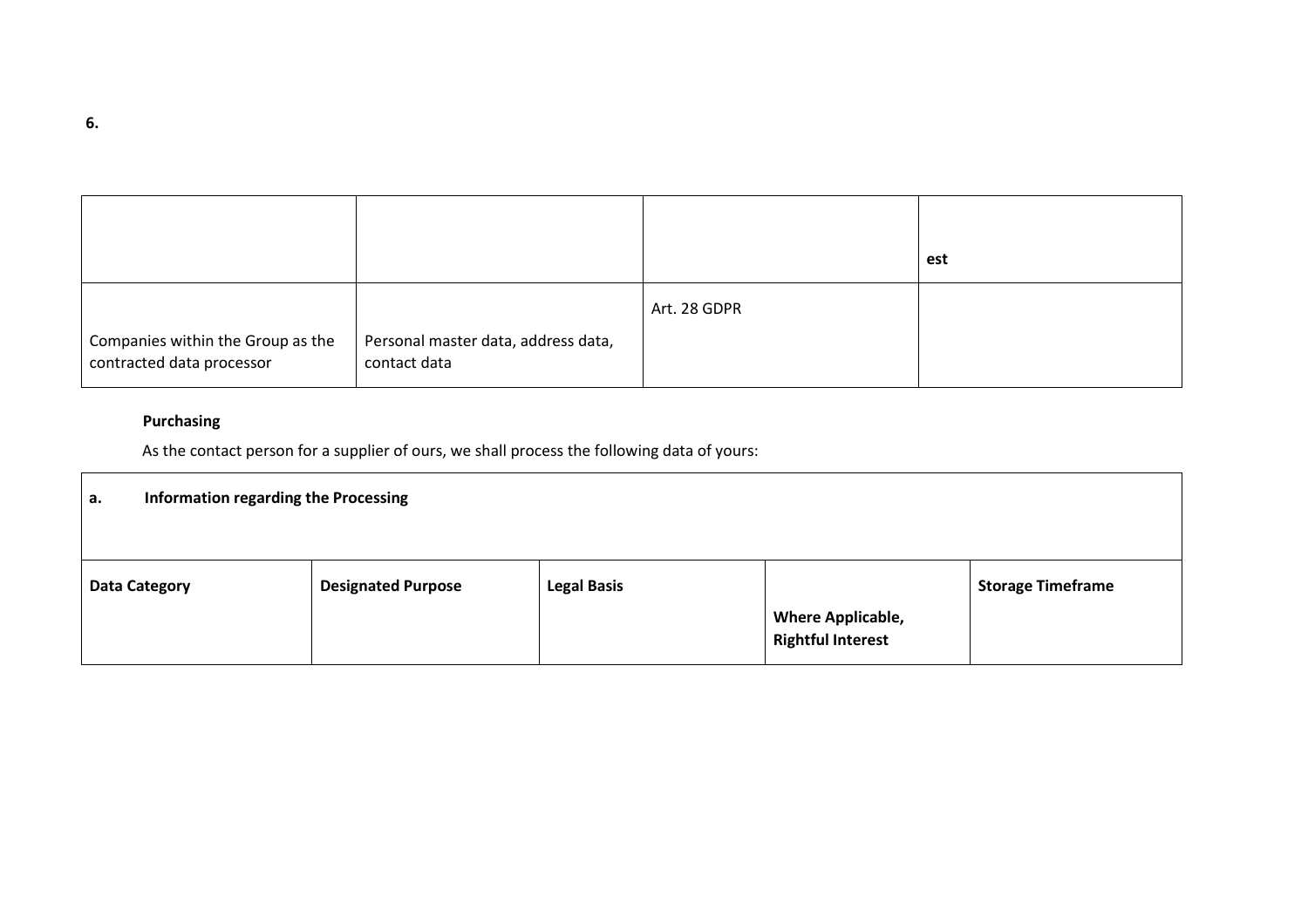**6.**

| | | | est |
|---|---|---|---|
| Companies within the Group as the contracted data processor | Personal master data, address data, contact data | Art. 28 GDPR | |

**Purchasing**

As the contact person for a supplier of ours, we shall process the following data of yours:

| a. Information regarding the Processing | | | | |
|---|---|---|---|---|
| **Data Category** | **Designated Purpose** | **Legal Basis** | **Where Applicable, Rightful Interest** | **Storage Timeframe** |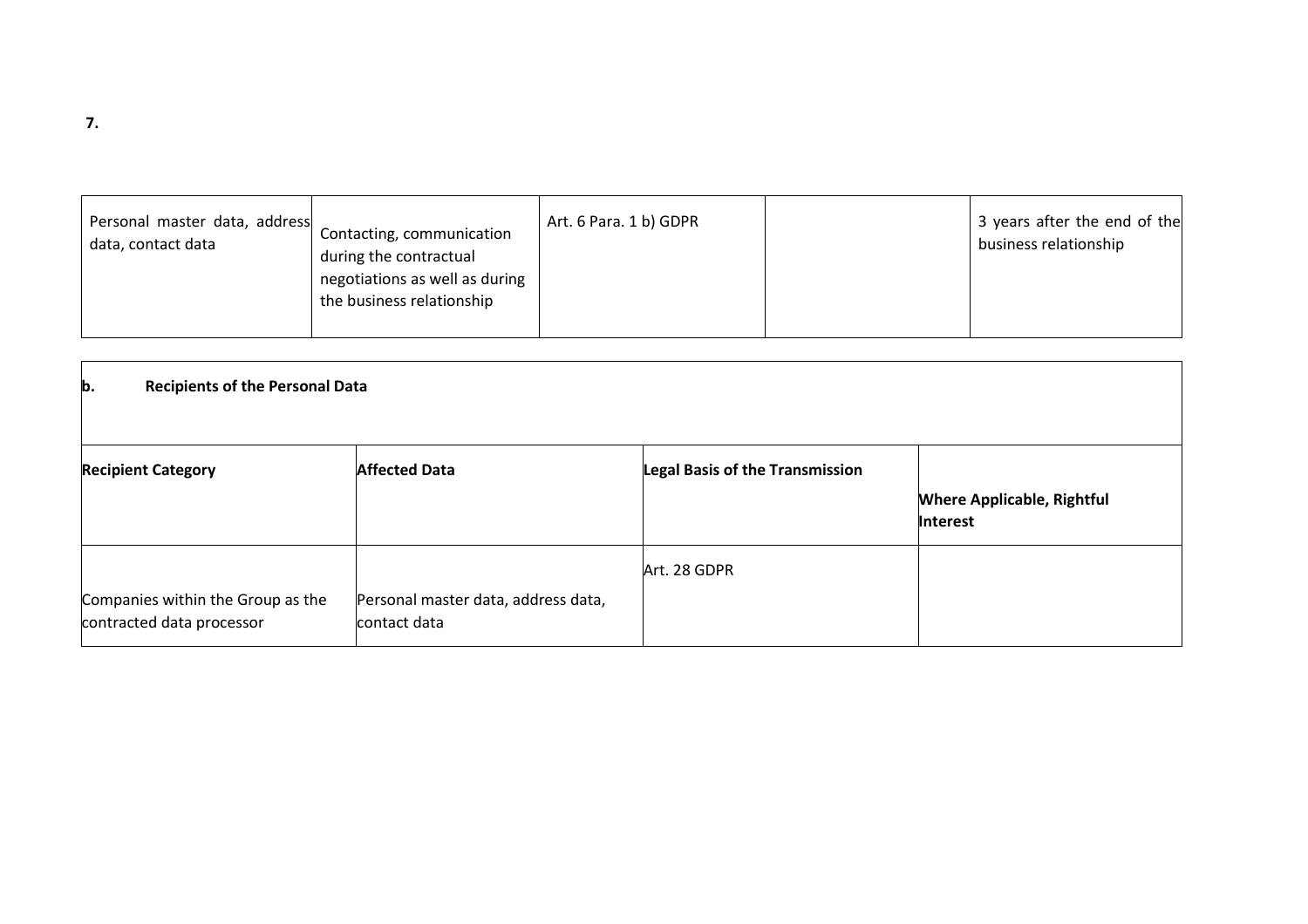**7.**

| | | | | |
|---|---|---|---|---|
| Personal master data, address data, contact data | Contacting, communication during the contractual negotiations as well as during the business relationship | Art. 6 Para. 1 b) GDPR | | 3 years after the end of the business relationship |

**b. Recipients of the Personal Data**

| Recipient Category | Affected Data | Legal Basis of the Transmission | Where Applicable, Rightful Interest |
|---|---|---|---|
| Companies within the Group as the contracted data processor | Personal master data, address data, contact data | Art. 28 GDPR | |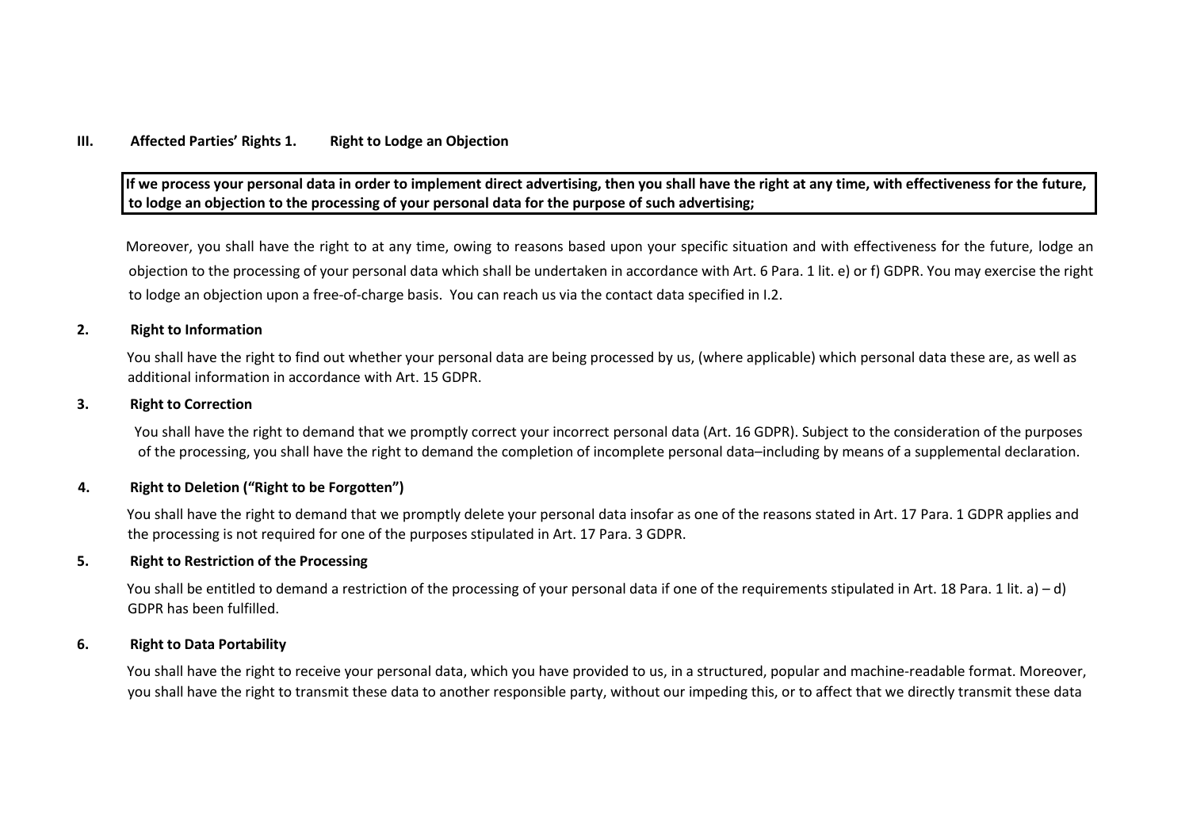## III. Affected Parties' Rights

### 1. Right to Lodge an Objection

**If we process your personal data in order to implement direct advertising, then you shall have the right at any time, with effectiveness for the future, to lodge an objection to the processing of your personal data for the purpose of such advertising;**

Moreover, you shall have the right to at any time, owing to reasons based upon your specific situation and with effectiveness for the future, lodge an objection to the processing of your personal data which shall be undertaken in accordance with Art. 6 Para. 1 lit. e) or f) GDPR. You may exercise the right to lodge an objection upon a free-of-charge basis. You can reach us via the contact data specified in I.2.

### 2. Right to Information

You shall have the right to find out whether your personal data are being processed by us, (where applicable) which personal data these are, as well as additional information in accordance with Art. 15 GDPR.

### 3. Right to Correction

You shall have the right to demand that we promptly correct your incorrect personal data (Art. 16 GDPR). Subject to the consideration of the purposes of the processing, you shall have the right to demand the completion of incomplete personal data–including by means of a supplemental declaration.

### 4. Right to Deletion ("Right to be Forgotten")

You shall have the right to demand that we promptly delete your personal data insofar as one of the reasons stated in Art. 17 Para. 1 GDPR applies and the processing is not required for one of the purposes stipulated in Art. 17 Para. 3 GDPR.

### 5. Right to Restriction of the Processing

You shall be entitled to demand a restriction of the processing of your personal data if one of the requirements stipulated in Art. 18 Para. 1 lit. a) – d) GDPR has been fulfilled.

### 6. Right to Data Portability

You shall have the right to receive your personal data, which you have provided to us, in a structured, popular and machine-readable format. Moreover, you shall have the right to transmit these data to another responsible party, without our impeding this, or to affect that we directly transmit these data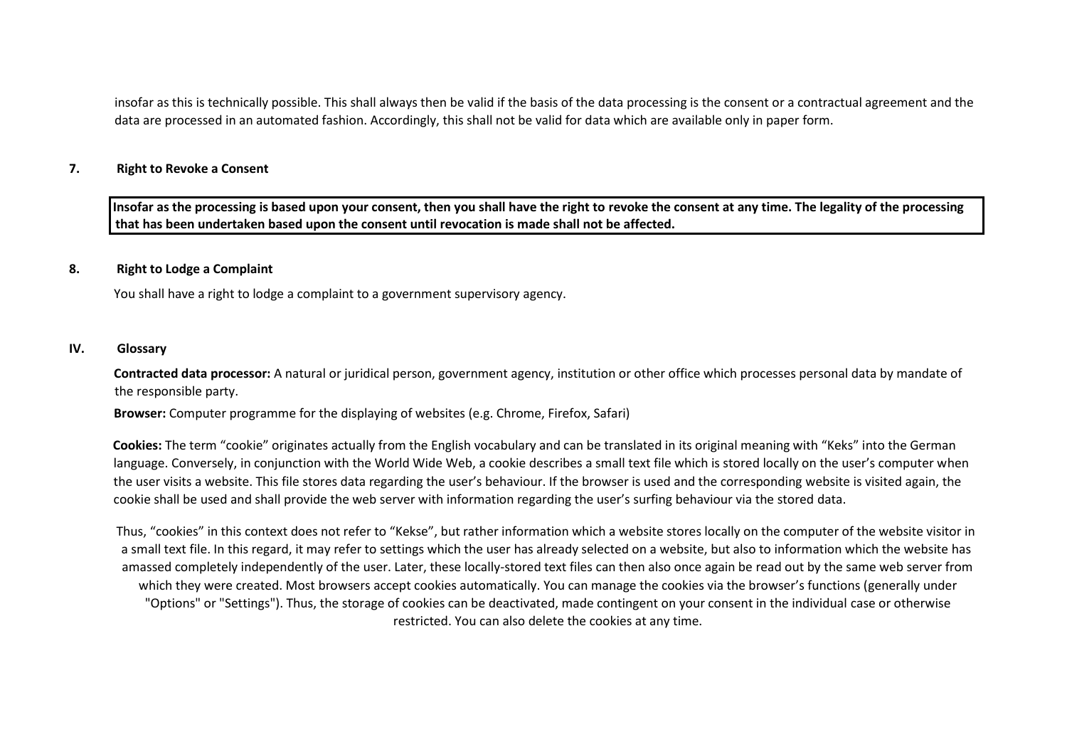insofar as this is technically possible. This shall always then be valid if the basis of the data processing is the consent or a contractual agreement and the data are processed in an automated fashion. Accordingly, this shall not be valid for data which are available only in paper form.

### 7. Right to Revoke a Consent

**Insofar as the processing is based upon your consent, then you shall have the right to revoke the consent at any time. The legality of the processing that has been undertaken based upon the consent until revocation is made shall not be affected.**

### 8. Right to Lodge a Complaint

You shall have a right to lodge a complaint to a government supervisory agency.

## IV. Glossary

**Contracted data processor:** A natural or juridical person, government agency, institution or other office which processes personal data by mandate of the responsible party.

**Browser:** Computer programme for the displaying of websites (e.g. Chrome, Firefox, Safari)

**Cookies:** The term “cookie” originates actually from the English vocabulary and can be translated in its original meaning with “Keks” into the German language. Conversely, in conjunction with the World Wide Web, a cookie describes a small text file which is stored locally on the user’s computer when the user visits a website. This file stores data regarding the user’s behaviour. If the browser is used and the corresponding website is visited again, the cookie shall be used and shall provide the web server with information regarding the user’s surfing behaviour via the stored data.

Thus, “cookies” in this context does not refer to “Kekse”, but rather information which a website stores locally on the computer of the website visitor in a small text file. In this regard, it may refer to settings which the user has already selected on a website, but also to information which the website has amassed completely independently of the user. Later, these locally-stored text files can then also once again be read out by the same web server from which they were created. Most browsers accept cookies automatically. You can manage the cookies via the browser’s functions (generally under "Options" or "Settings"). Thus, the storage of cookies can be deactivated, made contingent on your consent in the individual case or otherwise restricted. You can also delete the cookies at any time.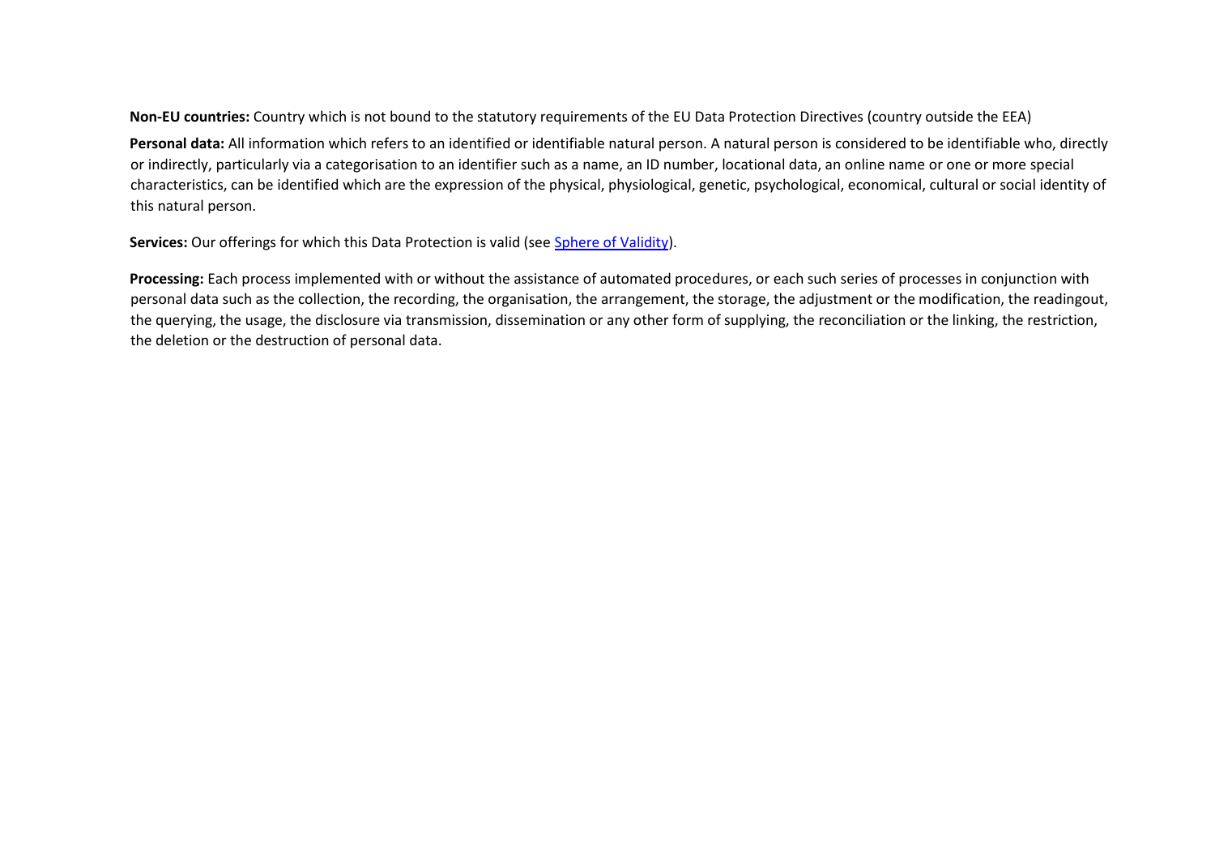**Non-EU countries:** Country which is not bound to the statutory requirements of the EU Data Protection Directives (country outside the EEA)

**Personal data:** All information which refers to an identified or identifiable natural person. A natural person is considered to be identifiable who, directly or indirectly, particularly via a categorisation to an identifier such as a name, an ID number, locational data, an online name or one or more special characteristics, can be identified which are the expression of the physical, physiological, genetic, psychological, economical, cultural or social identity of this natural person.

**Services:** Our offerings for which this Data Protection is valid (see Sphere of Validity).

**Processing:** Each process implemented with or without the assistance of automated procedures, or each such series of processes in conjunction with personal data such as the collection, the recording, the organisation, the arrangement, the storage, the adjustment or the modification, the readingout, the querying, the usage, the disclosure via transmission, dissemination or any other form of supplying, the reconciliation or the linking, the restriction, the deletion or the destruction of personal data.